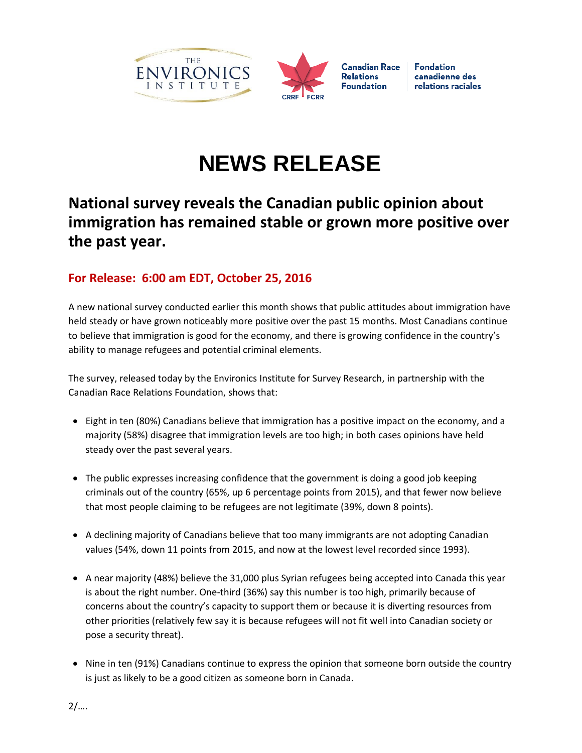THE ENVIRONICS INSTITUTE

Canadian Race Relations Foundation | Fondation canadienne des relations raciales

# NEWS RELEASE

## National survey reveals the Canadian public opinion about immigration has remained stable or grown more positive over the past year.

### For Release: 6:00 am EDT, October 25, 2016

A new national survey conducted earlier this month shows that public attitudes about immigration have held steady or have grown noticeably more positive over the past 15 months. Most Canadians continue to believe that immigration is good for the economy, and there is growing confidence in the country's ability to manage refugees and potential criminal elements.

The survey, released today by the Environics Institute for Survey Research, in partnership with the Canadian Race Relations Foundation, shows that:

- Eight in ten (80%) Canadians believe that immigration has a positive impact on the economy, and a majority (58%) disagree that immigration levels are too high; in both cases opinions have held steady over the past several years.
- The public expresses increasing confidence that the government is doing a good job keeping criminals out of the country (65%, up 6 percentage points from 2015), and that fewer now believe that most people claiming to be refugees are not legitimate (39%, down 8 points).
- A declining majority of Canadians believe that too many immigrants are not adopting Canadian values (54%, down 11 points from 2015, and now at the lowest level recorded since 1993).
- A near majority (48%) believe the 31,000 plus Syrian refugees being accepted into Canada this year is about the right number. One-third (36%) say this number is too high, primarily because of concerns about the country's capacity to support them or because it is diverting resources from other priorities (relatively few say it is because refugees will not fit well into Canadian society or pose a security threat).
- Nine in ten (91%) Canadians continue to express the opinion that someone born outside the country is just as likely to be a good citizen as someone born in Canada.

2/….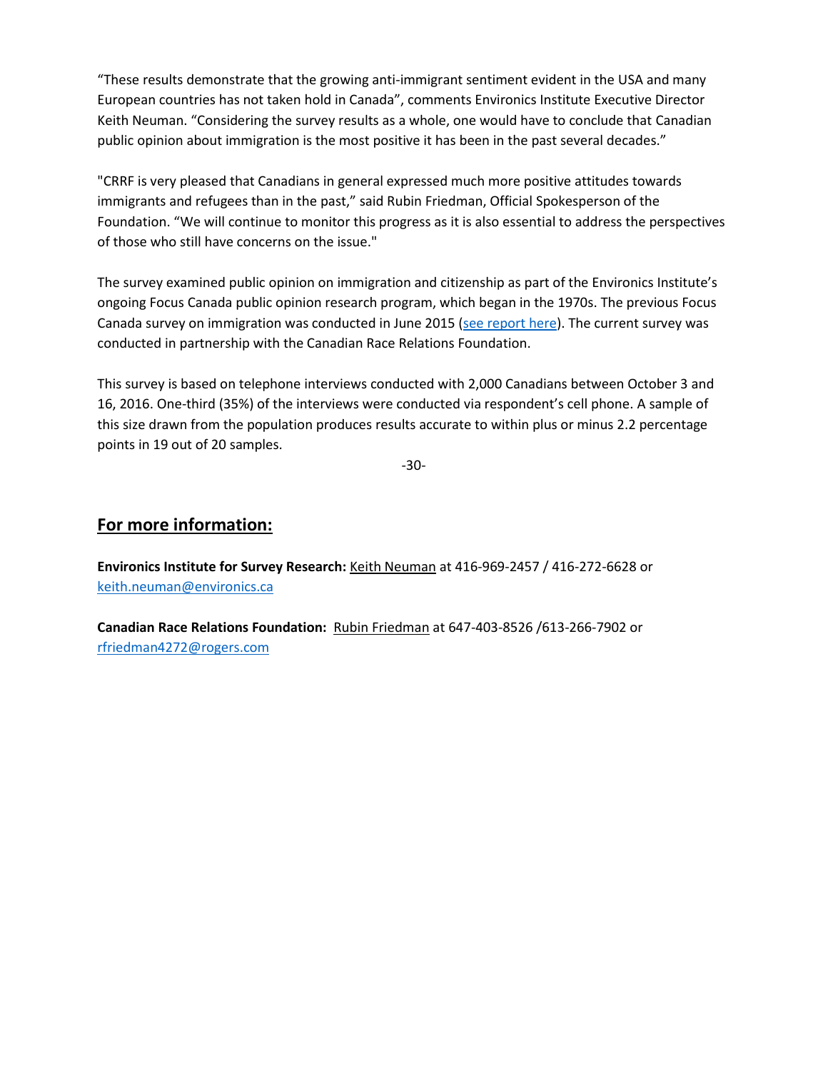“These results demonstrate that the growing anti-immigrant sentiment evident in the USA and many European countries has not taken hold in Canada”, comments Environics Institute Executive Director Keith Neuman. “Considering the survey results as a whole, one would have to conclude that Canadian public opinion about immigration is the most positive it has been in the past several decades.”

"CRRF is very pleased that Canadians in general expressed much more positive attitudes towards immigrants and refugees than in the past,” said Rubin Friedman, Official Spokesperson of the Foundation. “We will continue to monitor this progress as it is also essential to address the perspectives of those who still have concerns on the issue."

The survey examined public opinion on immigration and citizenship as part of the Environics Institute’s ongoing Focus Canada public opinion research program, which began in the 1970s. The previous Focus Canada survey on immigration was conducted in June 2015 (see report here). The current survey was conducted in partnership with the Canadian Race Relations Foundation.

This survey is based on telephone interviews conducted with 2,000 Canadians between October 3 and 16, 2016. One-third (35%) of the interviews were conducted via respondent’s cell phone. A sample of this size drawn from the population produces results accurate to within plus or minus 2.2 percentage points in 19 out of 20 samples.

-30-

## For more information:

**Environics Institute for Survey Research:** Keith Neuman at 416-969-2457 / 416-272-6628 or keith.neuman@environics.ca

**Canadian Race Relations Foundation:** Rubin Friedman at 647-403-8526 /613-266-7902 or rfriedman4272@rogers.com